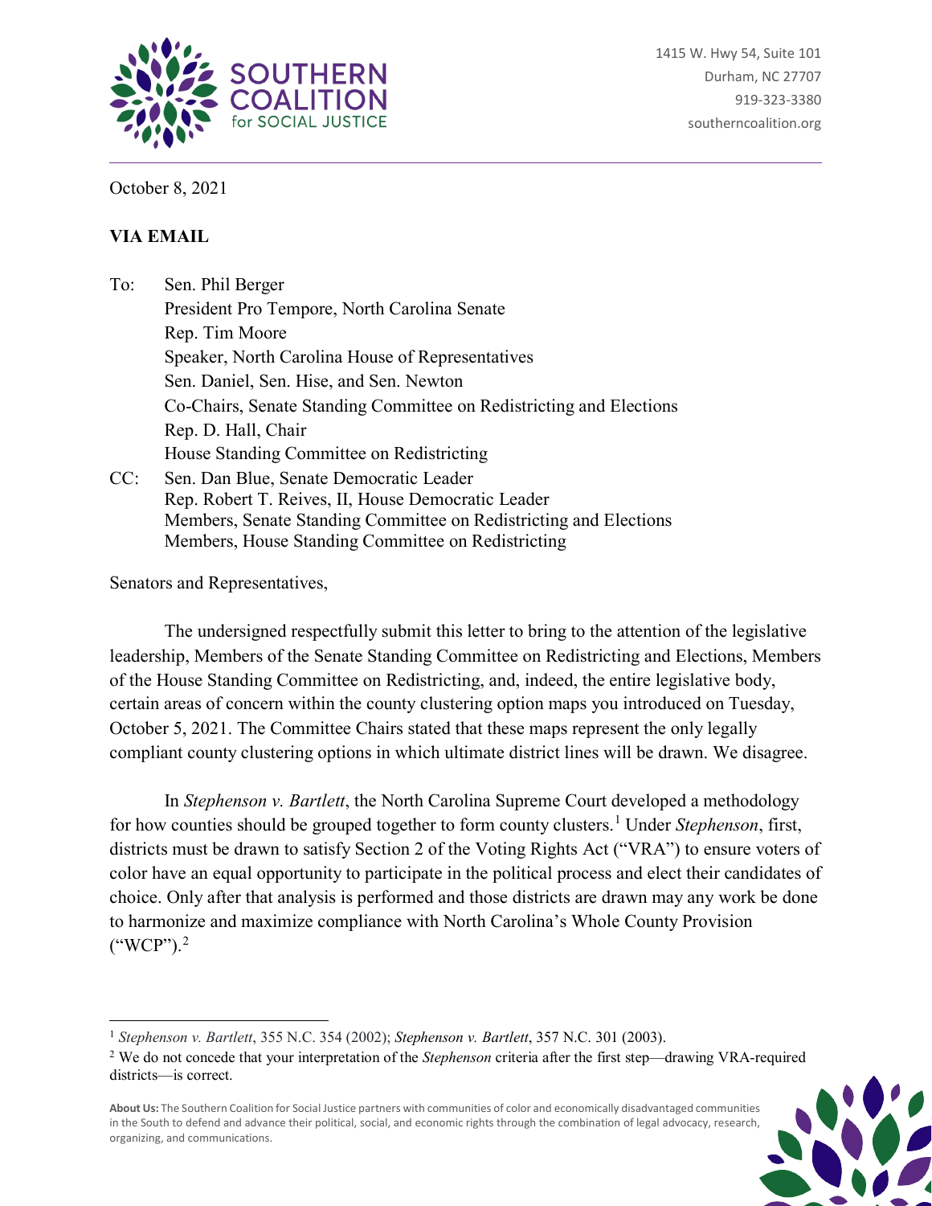**SOUTHERN COALITION for SOCIAL JUSTICE**

1415 W. Hwy 54, Suite 101
Durham, NC 27707
919-323-3380
southerncoalition.org

October 8, 2021

**VIA EMAIL**

To: Sen. Phil Berger
President Pro Tempore, North Carolina Senate
Rep. Tim Moore
Speaker, North Carolina House of Representatives
Sen. Daniel, Sen. Hise, and Sen. Newton
Co-Chairs, Senate Standing Committee on Redistricting and Elections
Rep. D. Hall, Chair
House Standing Committee on Redistricting

CC: Sen. Dan Blue, Senate Democratic Leader
Rep. Robert T. Reives, II, House Democratic Leader
Members, Senate Standing Committee on Redistricting and Elections
Members, House Standing Committee on Redistricting

Senators and Representatives,

The undersigned respectfully submit this letter to bring to the attention of the legislative leadership, Members of the Senate Standing Committee on Redistricting and Elections, Members of the House Standing Committee on Redistricting, and, indeed, the entire legislative body, certain areas of concern within the county clustering option maps you introduced on Tuesday, October 5, 2021. The Committee Chairs stated that these maps represent the only legally compliant county clustering options in which ultimate district lines will be drawn. We disagree.

In *Stephenson v. Bartlett*, the North Carolina Supreme Court developed a methodology for how counties should be grouped together to form county clusters.[1] Under *Stephenson*, first, districts must be drawn to satisfy Section 2 of the Voting Rights Act ("VRA") to ensure voters of color have an equal opportunity to participate in the political process and elect their candidates of choice. Only after that analysis is performed and those districts are drawn may any work be done to harmonize and maximize compliance with North Carolina's Whole County Provision ("WCP").[2]

---

[1] *Stephenson v. Bartlett*, 355 N.C. 354 (2002); *Stephenson v. Bartlett*, 357 N.C. 301 (2003).

[2] We do not concede that your interpretation of the *Stephenson* criteria after the first step—drawing VRA-required districts—is correct.

**About Us:** The Southern Coalition for Social Justice partners with communities of color and economically disadvantaged communities in the South to defend and advance their political, social, and economic rights through the combination of legal advocacy, research, organizing, and communications.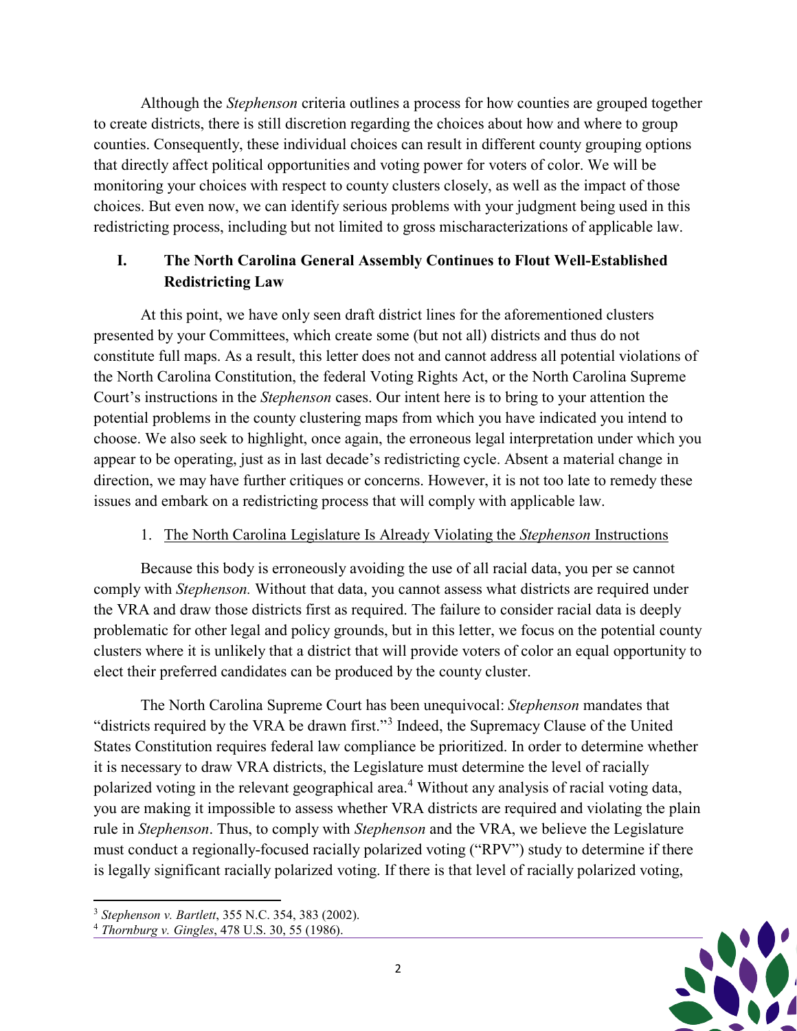Although the *Stephenson* criteria outlines a process for how counties are grouped together to create districts, there is still discretion regarding the choices about how and where to group counties. Consequently, these individual choices can result in different county grouping options that directly affect political opportunities and voting power for voters of color. We will be monitoring your choices with respect to county clusters closely, as well as the impact of those choices. But even now, we can identify serious problems with your judgment being used in this redistricting process, including but not limited to gross mischaracterizations of applicable law.

## I. The North Carolina General Assembly Continues to Flout Well-Established Redistricting Law

At this point, we have only seen draft district lines for the aforementioned clusters presented by your Committees, which create some (but not all) districts and thus do not constitute full maps. As a result, this letter does not and cannot address all potential violations of the North Carolina Constitution, the federal Voting Rights Act, or the North Carolina Supreme Court's instructions in the *Stephenson* cases. Our intent here is to bring to your attention the potential problems in the county clustering maps from which you have indicated you intend to choose. We also seek to highlight, once again, the erroneous legal interpretation under which you appear to be operating, just as in last decade's redistricting cycle. Absent a material change in direction, we may have further critiques or concerns. However, it is not too late to remedy these issues and embark on a redistricting process that will comply with applicable law.

### 1. The North Carolina Legislature Is Already Violating the *Stephenson* Instructions

Because this body is erroneously avoiding the use of all racial data, you per se cannot comply with *Stephenson.* Without that data, you cannot assess what districts are required under the VRA and draw those districts first as required. The failure to consider racial data is deeply problematic for other legal and policy grounds, but in this letter, we focus on the potential county clusters where it is unlikely that a district that will provide voters of color an equal opportunity to elect their preferred candidates can be produced by the county cluster.

The North Carolina Supreme Court has been unequivocal: *Stephenson* mandates that "districts required by the VRA be drawn first."[3] Indeed, the Supremacy Clause of the United States Constitution requires federal law compliance be prioritized. In order to determine whether it is necessary to draw VRA districts, the Legislature must determine the level of racially polarized voting in the relevant geographical area.[4] Without any analysis of racial voting data, you are making it impossible to assess whether VRA districts are required and violating the plain rule in *Stephenson*. Thus, to comply with *Stephenson* and the VRA, we believe the Legislature must conduct a regionally-focused racially polarized voting ("RPV") study to determine if there is legally significant racially polarized voting. If there is that level of racially polarized voting,

---

[3] *Stephenson v. Bartlett*, 355 N.C. 354, 383 (2002).

[4] *Thornburg v. Gingles*, 478 U.S. 30, 55 (1986).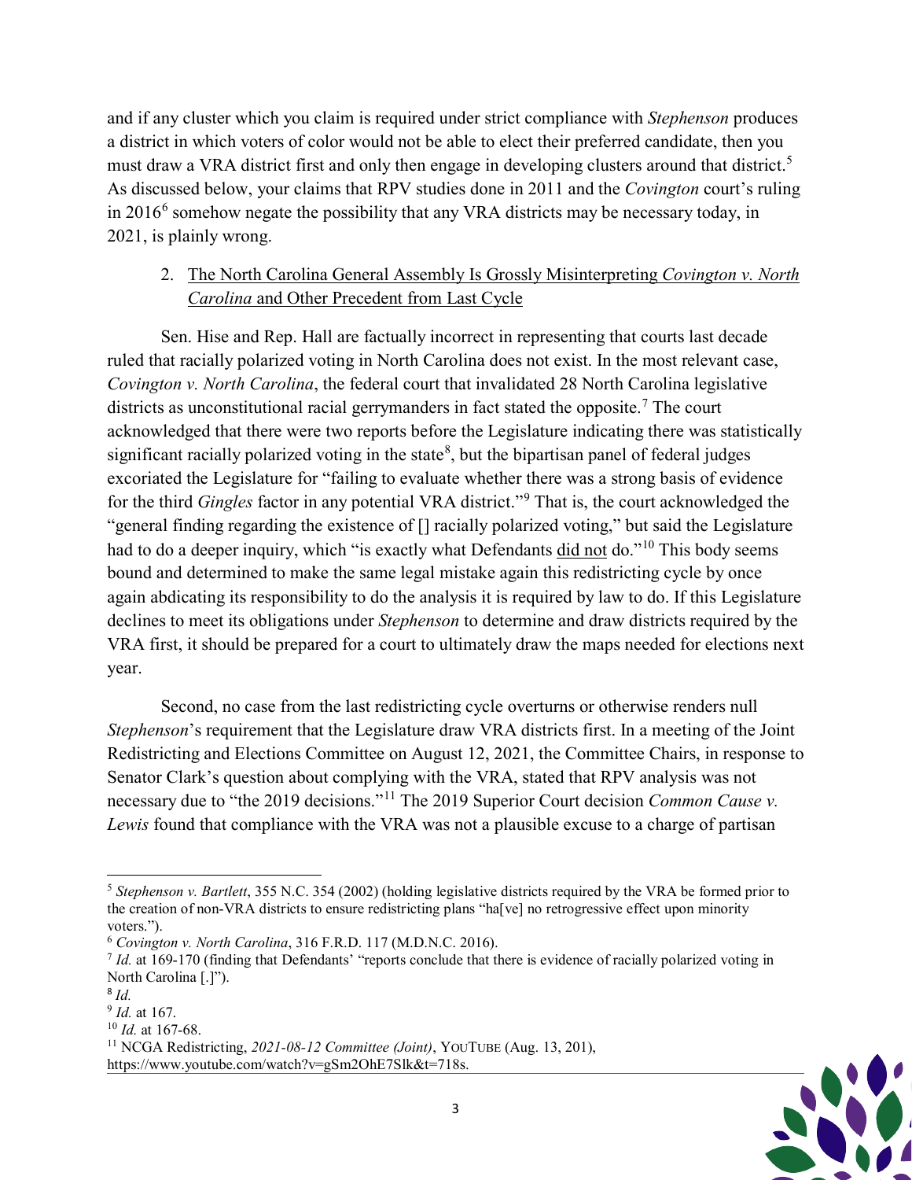and if any cluster which you claim is required under strict compliance with *Stephenson* produces a district in which voters of color would not be able to elect their preferred candidate, then you must draw a VRA district first and only then engage in developing clusters around that district.[5] As discussed below, your claims that RPV studies done in 2011 and the *Covington* court's ruling in 2016[6] somehow negate the possibility that any VRA districts may be necessary today, in 2021, is plainly wrong.

2. <u>The North Carolina General Assembly Is Grossly Misinterpreting *Covington v. North Carolina* and Other Precedent from Last Cycle</u>

Sen. Hise and Rep. Hall are factually incorrect in representing that courts last decade ruled that racially polarized voting in North Carolina does not exist. In the most relevant case, *Covington v. North Carolina*, the federal court that invalidated 28 North Carolina legislative districts as unconstitutional racial gerrymanders in fact stated the opposite.[7] The court acknowledged that there were two reports before the Legislature indicating there was statistically significant racially polarized voting in the state[8], but the bipartisan panel of federal judges excoriated the Legislature for "failing to evaluate whether there was a strong basis of evidence for the third *Gingles* factor in any potential VRA district."[9] That is, the court acknowledged the "general finding regarding the existence of [] racially polarized voting," but said the Legislature had to do a deeper inquiry, which "is exactly what Defendants <u>did not</u> do."[10] This body seems bound and determined to make the same legal mistake again this redistricting cycle by once again abdicating its responsibility to do the analysis it is required by law to do. If this Legislature declines to meet its obligations under *Stephenson* to determine and draw districts required by the VRA first, it should be prepared for a court to ultimately draw the maps needed for elections next year.

Second, no case from the last redistricting cycle overturns or otherwise renders null *Stephenson*'s requirement that the Legislature draw VRA districts first. In a meeting of the Joint Redistricting and Elections Committee on August 12, 2021, the Committee Chairs, in response to Senator Clark's question about complying with the VRA, stated that RPV analysis was not necessary due to "the 2019 decisions."[11] The 2019 Superior Court decision *Common Cause v. Lewis* found that compliance with the VRA was not a plausible excuse to a charge of partisan

---

[5] *Stephenson v. Bartlett*, 355 N.C. 354 (2002) (holding legislative districts required by the VRA be formed prior to the creation of non-VRA districts to ensure redistricting plans "ha[ve] no retrogressive effect upon minority voters.").

[6] *Covington v. North Carolina*, 316 F.R.D. 117 (M.D.N.C. 2016).

[7] *Id.* at 169-170 (finding that Defendants' "reports conclude that there is evidence of racially polarized voting in North Carolina [.]").

[8] *Id.*

[9] *Id.* at 167.

[10] *Id.* at 167-68.

[11] NCGA Redistricting, *2021-08-12 Committee (Joint)*, YOUTUBE (Aug. 13, 201), https://www.youtube.com/watch?v=gSm2OhE7Slk&t=718s.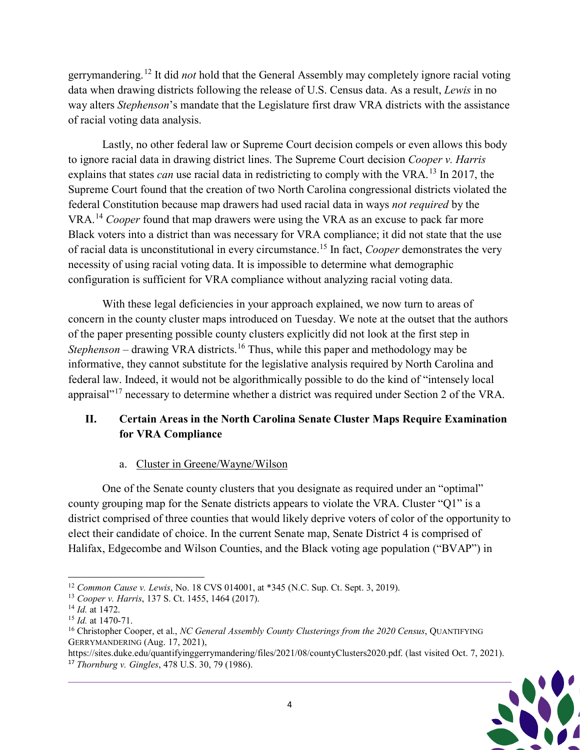gerrymandering.[12] It did *not* hold that the General Assembly may completely ignore racial voting data when drawing districts following the release of U.S. Census data. As a result, *Lewis* in no way alters *Stephenson*'s mandate that the Legislature first draw VRA districts with the assistance of racial voting data analysis.

Lastly, no other federal law or Supreme Court decision compels or even allows this body to ignore racial data in drawing district lines. The Supreme Court decision *Cooper v. Harris* explains that states *can* use racial data in redistricting to comply with the VRA.[13] In 2017, the Supreme Court found that the creation of two North Carolina congressional districts violated the federal Constitution because map drawers had used racial data in ways *not required* by the VRA.[14] *Cooper* found that map drawers were using the VRA as an excuse to pack far more Black voters into a district than was necessary for VRA compliance; it did not state that the use of racial data is unconstitutional in every circumstance.[15] In fact, *Cooper* demonstrates the very necessity of using racial voting data. It is impossible to determine what demographic configuration is sufficient for VRA compliance without analyzing racial voting data.

With these legal deficiencies in your approach explained, we now turn to areas of concern in the county cluster maps introduced on Tuesday. We note at the outset that the authors of the paper presenting possible county clusters explicitly did not look at the first step in *Stephenson* – drawing VRA districts.[16] Thus, while this paper and methodology may be informative, they cannot substitute for the legislative analysis required by North Carolina and federal law. Indeed, it would not be algorithmically possible to do the kind of "intensely local appraisal"[17] necessary to determine whether a district was required under Section 2 of the VRA.

## II. Certain Areas in the North Carolina Senate Cluster Maps Require Examination for VRA Compliance

### a. Cluster in Greene/Wayne/Wilson

One of the Senate county clusters that you designate as required under an "optimal" county grouping map for the Senate districts appears to violate the VRA. Cluster "Q1" is a district comprised of three counties that would likely deprive voters of color of the opportunity to elect their candidate of choice. In the current Senate map, Senate District 4 is comprised of Halifax, Edgecombe and Wilson Counties, and the Black voting age population ("BVAP") in

---

[12] *Common Cause v. Lewis*, No. 18 CVS 014001, at *345 (N.C. Sup. Ct. Sept. 3, 2019).

[13] *Cooper v. Harris*, 137 S. Ct. 1455, 1464 (2017).

[14] *Id.* at 1472.

[15] *Id.* at 1470-71.

[16] Christopher Cooper, et al., *NC General Assembly County Clusterings from the 2020 Census*, QUANTIFYING GERRYMANDERING (Aug. 17, 2021), https://sites.duke.edu/quantifyinggerrymandering/files/2021/08/countyClusters2020.pdf. (last visited Oct. 7, 2021).

[17] *Thornburg v. Gingles*, 478 U.S. 30, 79 (1986).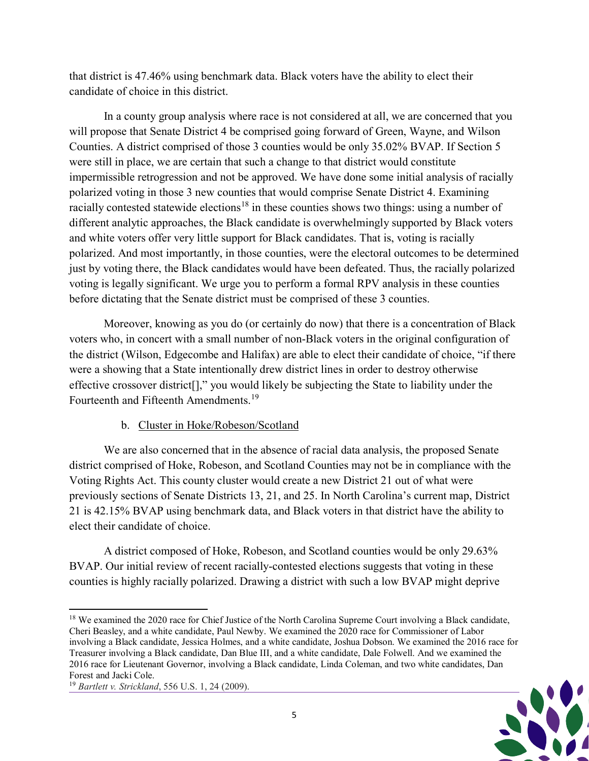that district is 47.46% using benchmark data. Black voters have the ability to elect their candidate of choice in this district.

In a county group analysis where race is not considered at all, we are concerned that you will propose that Senate District 4 be comprised going forward of Green, Wayne, and Wilson Counties. A district comprised of those 3 counties would be only 35.02% BVAP. If Section 5 were still in place, we are certain that such a change to that district would constitute impermissible retrogression and not be approved. We have done some initial analysis of racially polarized voting in those 3 new counties that would comprise Senate District 4. Examining racially contested statewide elections[18] in these counties shows two things: using a number of different analytic approaches, the Black candidate is overwhelmingly supported by Black voters and white voters offer very little support for Black candidates. That is, voting is racially polarized. And most importantly, in those counties, were the electoral outcomes to be determined just by voting there, the Black candidates would have been defeated. Thus, the racially polarized voting is legally significant. We urge you to perform a formal RPV analysis in these counties before dictating that the Senate district must be comprised of these 3 counties.

Moreover, knowing as you do (or certainly do now) that there is a concentration of Black voters who, in concert with a small number of non-Black voters in the original configuration of the district (Wilson, Edgecombe and Halifax) are able to elect their candidate of choice, "if there were a showing that a State intentionally drew district lines in order to destroy otherwise effective crossover district[]," you would likely be subjecting the State to liability under the Fourteenth and Fifteenth Amendments.[19]

b. Cluster in Hoke/Robeson/Scotland

We are also concerned that in the absence of racial data analysis, the proposed Senate district comprised of Hoke, Robeson, and Scotland Counties may not be in compliance with the Voting Rights Act. This county cluster would create a new District 21 out of what were previously sections of Senate Districts 13, 21, and 25. In North Carolina's current map, District 21 is 42.15% BVAP using benchmark data, and Black voters in that district have the ability to elect their candidate of choice.

A district composed of Hoke, Robeson, and Scotland counties would be only 29.63% BVAP. Our initial review of recent racially-contested elections suggests that voting in these counties is highly racially polarized. Drawing a district with such a low BVAP might deprive

---

[18] We examined the 2020 race for Chief Justice of the North Carolina Supreme Court involving a Black candidate, Cheri Beasley, and a white candidate, Paul Newby. We examined the 2020 race for Commissioner of Labor involving a Black candidate, Jessica Holmes, and a white candidate, Joshua Dobson. We examined the 2016 race for Treasurer involving a Black candidate, Dan Blue III, and a white candidate, Dale Folwell. And we examined the 2016 race for Lieutenant Governor, involving a Black candidate, Linda Coleman, and two white candidates, Dan Forest and Jacki Cole.

[19] *Bartlett v. Strickland*, 556 U.S. 1, 24 (2009).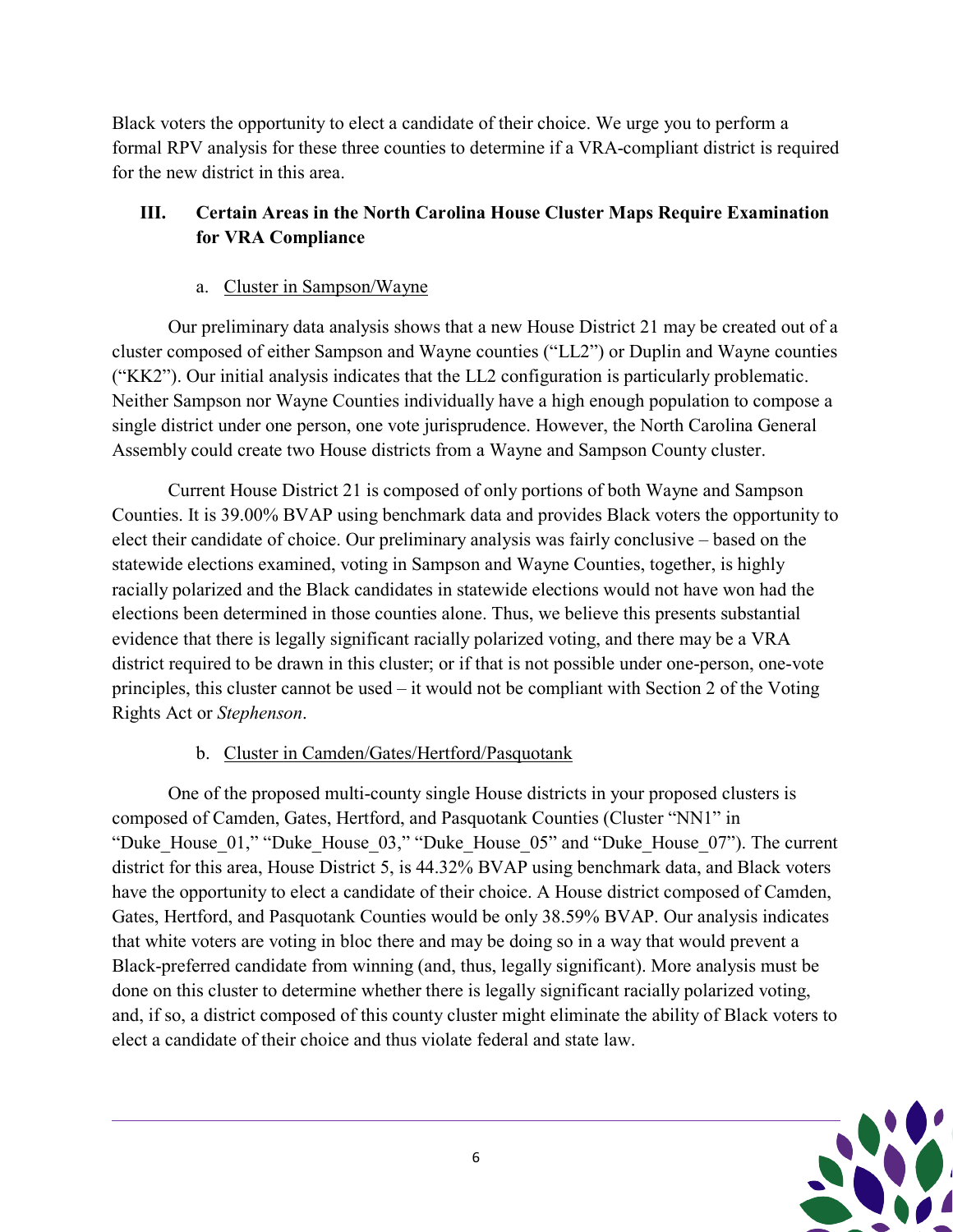Black voters the opportunity to elect a candidate of their choice. We urge you to perform a formal RPV analysis for these three counties to determine if a VRA-compliant district is required for the new district in this area.

## III. Certain Areas in the North Carolina House Cluster Maps Require Examination for VRA Compliance

### a. Cluster in Sampson/Wayne

Our preliminary data analysis shows that a new House District 21 may be created out of a cluster composed of either Sampson and Wayne counties ("LL2") or Duplin and Wayne counties ("KK2"). Our initial analysis indicates that the LL2 configuration is particularly problematic. Neither Sampson nor Wayne Counties individually have a high enough population to compose a single district under one person, one vote jurisprudence. However, the North Carolina General Assembly could create two House districts from a Wayne and Sampson County cluster.

Current House District 21 is composed of only portions of both Wayne and Sampson Counties. It is 39.00% BVAP using benchmark data and provides Black voters the opportunity to elect their candidate of choice. Our preliminary analysis was fairly conclusive – based on the statewide elections examined, voting in Sampson and Wayne Counties, together, is highly racially polarized and the Black candidates in statewide elections would not have won had the elections been determined in those counties alone. Thus, we believe this presents substantial evidence that there is legally significant racially polarized voting, and there may be a VRA district required to be drawn in this cluster; or if that is not possible under one-person, one-vote principles, this cluster cannot be used – it would not be compliant with Section 2 of the Voting Rights Act or *Stephenson*.

### b. Cluster in Camden/Gates/Hertford/Pasquotank

One of the proposed multi-county single House districts in your proposed clusters is composed of Camden, Gates, Hertford, and Pasquotank Counties (Cluster "NN1" in "Duke_House_01," "Duke_House_03," "Duke_House_05" and "Duke_House_07"). The current district for this area, House District 5, is 44.32% BVAP using benchmark data, and Black voters have the opportunity to elect a candidate of their choice. A House district composed of Camden, Gates, Hertford, and Pasquotank Counties would be only 38.59% BVAP. Our analysis indicates that white voters are voting in bloc there and may be doing so in a way that would prevent a Black-preferred candidate from winning (and, thus, legally significant). More analysis must be done on this cluster to determine whether there is legally significant racially polarized voting, and, if so, a district composed of this county cluster might eliminate the ability of Black voters to elect a candidate of their choice and thus violate federal and state law.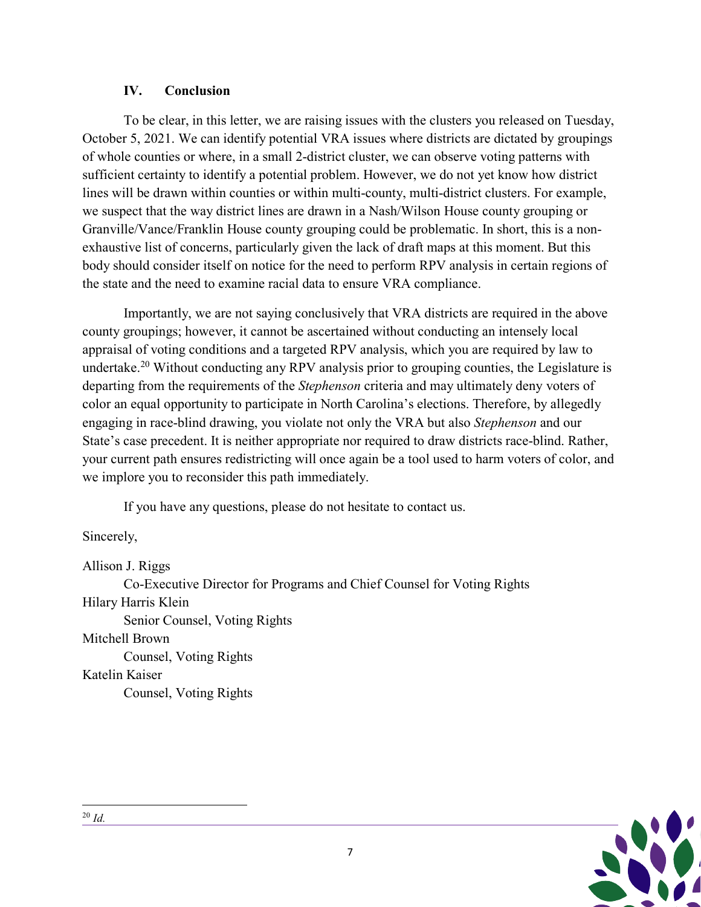## IV. Conclusion

To be clear, in this letter, we are raising issues with the clusters you released on Tuesday, October 5, 2021. We can identify potential VRA issues where districts are dictated by groupings of whole counties or where, in a small 2-district cluster, we can observe voting patterns with sufficient certainty to identify a potential problem. However, we do not yet know how district lines will be drawn within counties or within multi-county, multi-district clusters. For example, we suspect that the way district lines are drawn in a Nash/Wilson House county grouping or Granville/Vance/Franklin House county grouping could be problematic. In short, this is a non-exhaustive list of concerns, particularly given the lack of draft maps at this moment. But this body should consider itself on notice for the need to perform RPV analysis in certain regions of the state and the need to examine racial data to ensure VRA compliance.

Importantly, we are not saying conclusively that VRA districts are required in the above county groupings; however, it cannot be ascertained without conducting an intensely local appraisal of voting conditions and a targeted RPV analysis, which you are required by law to undertake.[20] Without conducting any RPV analysis prior to grouping counties, the Legislature is departing from the requirements of the *Stephenson* criteria and may ultimately deny voters of color an equal opportunity to participate in North Carolina's elections. Therefore, by allegedly engaging in race-blind drawing, you violate not only the VRA but also *Stephenson* and our State's case precedent. It is neither appropriate nor required to draw districts race-blind. Rather, your current path ensures redistricting will once again be a tool used to harm voters of color, and we implore you to reconsider this path immediately.

If you have any questions, please do not hesitate to contact us.

Sincerely,

Allison J. Riggs
Co-Executive Director for Programs and Chief Counsel for Voting Rights
Hilary Harris Klein
Senior Counsel, Voting Rights
Mitchell Brown
Counsel, Voting Rights
Katelin Kaiser
Counsel, Voting Rights

---

[20] *Id.*